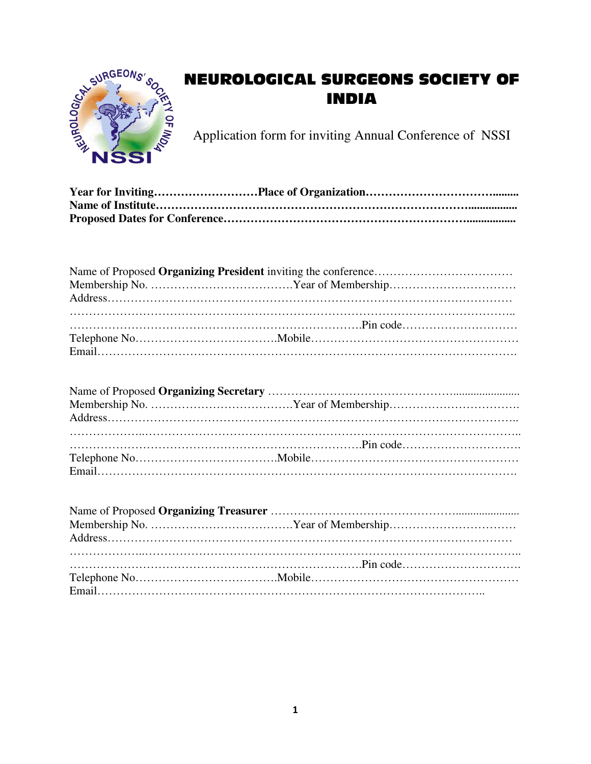# NEUROLOGICAL SURGEONS SOCIETY OF INDIA

Application form for inviting Annual Conference of NSSI

**Year for Inviting……………………Place of Organization……………………………........**
**Name of Institute…………………………………………………………………................**
**Proposed Dates for Conference………………………………………………….................**

Name of Proposed **Organizing President** inviting the conference………………………………
Membership No. ……………………………….Year of Membership……………………………
Address………………………………………………………………………………………
…………………………………………………………………………………………………..
…………………………………………………………………Pin code…………………………
Telephone No……………………………….Mobile………………………………………………
Email…………………………………………………………………………………………….

Name of Proposed **Organizing Secretary** ……………………………………….....................
Membership No. ……………………………….Year of Membership…………………………….
Address………………………………………………………………………………………..
………………..…………………………………………………………………………………..
…………………………………………………………………Pin code………………………….
Telephone No……………………………….Mobile………………………………………………
Email…………………………………………………………………………………………….

Name of Proposed **Organizing Treasurer** ……………………………………….....................
Membership No. ……………………………….Year of Membership……………………………
Address………………………………………………………………………………………
………………..…………………………………………………………………………………..
…………………………………………………………………Pin code………………………….
Telephone No……………………………….Mobile………………………………………………
Email……………………………………………………………………………………..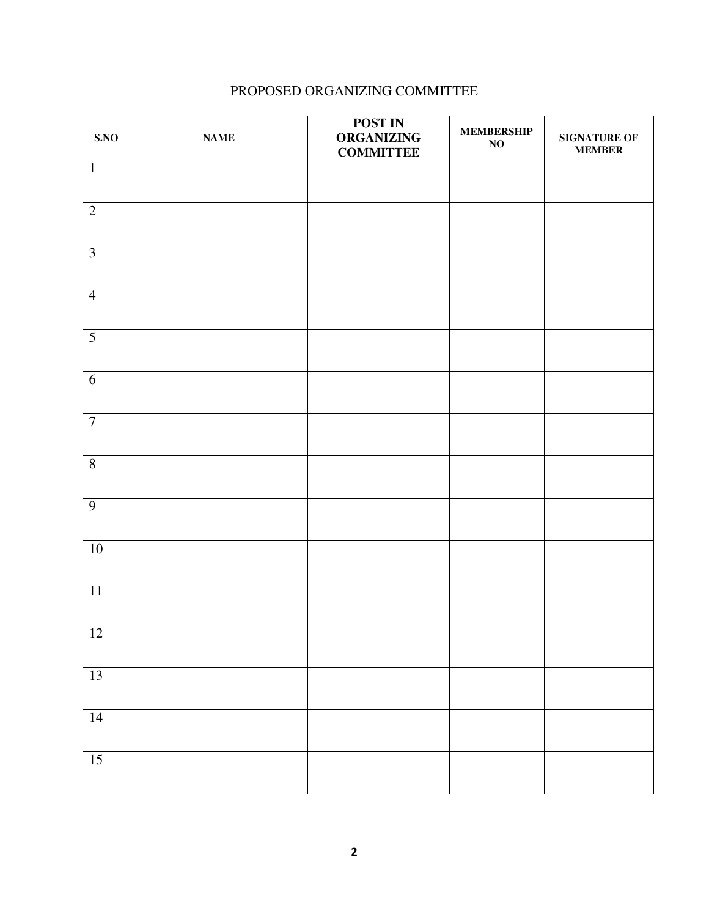# PROPOSED ORGANIZING COMMITTEE

| S.NO | NAME | POST IN ORGANIZING COMMITTEE | MEMBERSHIP NO | SIGNATURE OF MEMBER |
|---|---|---|---|---|
| 1 | | | | |
| 2 | | | | |
| 3 | | | | |
| 4 | | | | |
| 5 | | | | |
| 6 | | | | |
| 7 | | | | |
| 8 | | | | |
| 9 | | | | |
| 10 | | | | |
| 11 | | | | |
| 12 | | | | |
| 13 | | | | |
| 14 | | | | |
| 15 | | | | |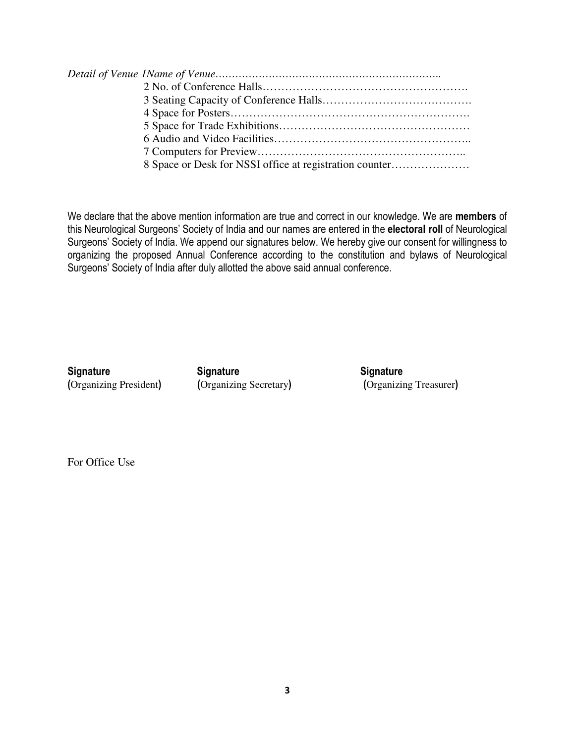*Detail of Venue 1Name of Venue…………………………………………………………..*

2 No. of Conference Halls……………………………………………….

3 Seating Capacity of Conference Halls………………………………….

4 Space for Posters…………………………………………………….

5 Space for Trade Exhibitions……………………………………………

6 Audio and Video Facilities……………………………………………..

7 Computers for Preview………………………………………………..

8 Space or Desk for NSSI office at registration counter…………………

We declare that the above mention information are true and correct in our knowledge. We are **members** of this Neurological Surgeons' Society of India and our names are entered in the **electoral roll** of Neurological Surgeons' Society of India. We append our signatures below. We hereby give our consent for willingness to organizing the proposed Annual Conference according to the constitution and bylaws of Neurological Surgeons' Society of India after duly allotted the above said annual conference.

| | | |
|---|---|---|
| **Signature** | **Signature** | **Signature** |
| (Organizing President) | (Organizing Secretary) | (Organizing Treasurer) |

For Office Use